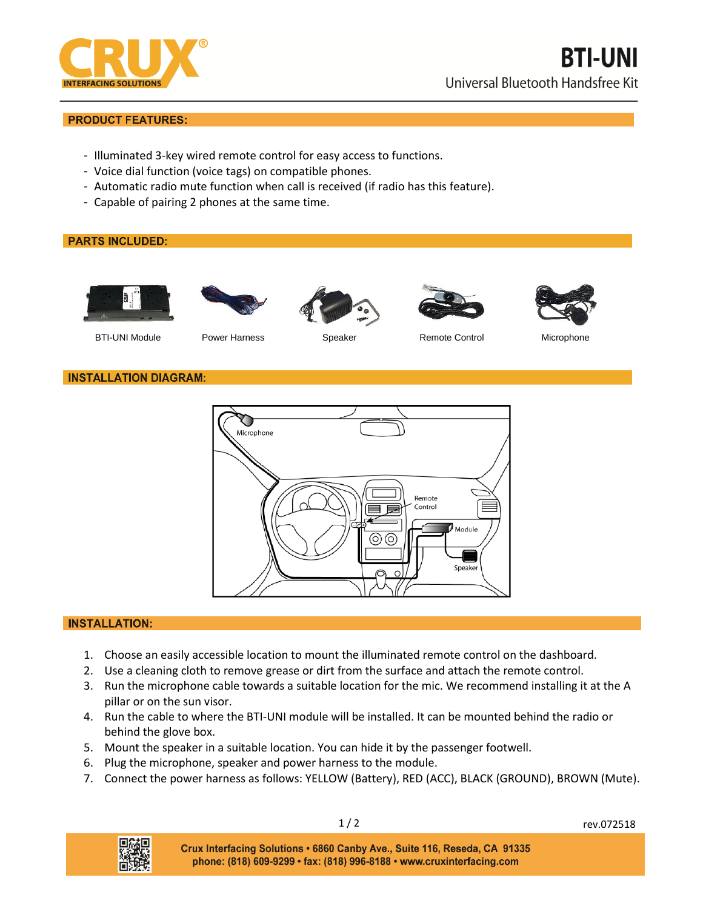# CRUX INTERFACING SOLUTIONS

# BTI-UNI

Universal Bluetooth Handsfree Kit

## PRODUCT FEATURES:

- Illuminated 3-key wired remote control for easy access to functions.
- Voice dial function (voice tags) on compatible phones.
- Automatic radio mute function when call is received (if radio has this feature).
- Capable of pairing 2 phones at the same time.

## PARTS INCLUDED:

BTI-UNI Module | Power Harness | Speaker | Remote Control | Microphone

## INSTALLATION DIAGRAM:

Microphone

Remote Control

Module

Speaker

## INSTALLATION:

1. Choose an easily accessible location to mount the illuminated remote control on the dashboard.
2. Use a cleaning cloth to remove grease or dirt from the surface and attach the remote control.
3. Run the microphone cable towards a suitable location for the mic. We recommend installing it at the A pillar or on the sun visor.
4. Run the cable to where the BTI-UNI module will be installed. It can be mounted behind the radio or behind the glove box.
5. Mount the speaker in a suitable location. You can hide it by the passenger footwell.
6. Plug the microphone, speaker and power harness to the module.
7. Connect the power harness as follows: YELLOW (Battery), RED (ACC), BLACK (GROUND), BROWN (Mute).

rev.072518

Crux Interfacing Solutions • 6860 Canby Ave., Suite 116, Reseda, CA 91335
phone: (818) 609-9299 • fax: (818) 996-8188 • www.cruxinterfacing.com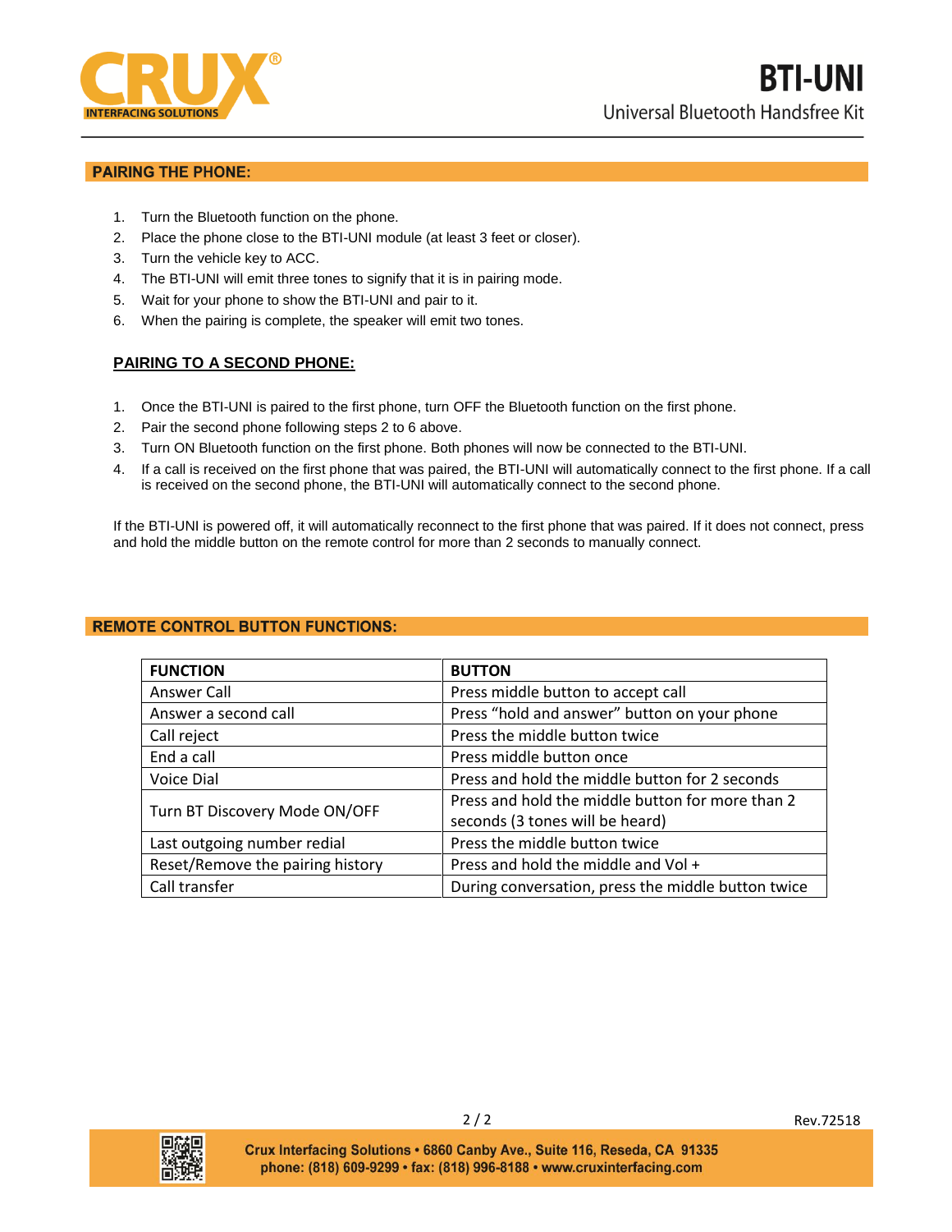## PAIRING THE PHONE:

1. Turn the Bluetooth function on the phone.
2. Place the phone close to the BTI-UNI module (at least 3 feet or closer).
3. Turn the vehicle key to ACC.
4. The BTI-UNI will emit three tones to signify that it is in pairing mode.
5. Wait for your phone to show the BTI-UNI and pair to it.
6. When the pairing is complete, the speaker will emit two tones.

### PAIRING TO A SECOND PHONE:

1. Once the BTI-UNI is paired to the first phone, turn OFF the Bluetooth function on the first phone.
2. Pair the second phone following steps 2 to 6 above.
3. Turn ON Bluetooth function on the first phone. Both phones will now be connected to the BTI-UNI.
4. If a call is received on the first phone that was paired, the BTI-UNI will automatically connect to the first phone. If a call is received on the second phone, the BTI-UNI will automatically connect to the second phone.

If the BTI-UNI is powered off, it will automatically reconnect to the first phone that was paired. If it does not connect, press and hold the middle button on the remote control for more than 2 seconds to manually connect.

## REMOTE CONTROL BUTTON FUNCTIONS:

| FUNCTION | BUTTON |
|---|---|
| Answer Call | Press middle button to accept call |
| Answer a second call | Press “hold and answer” button on your phone |
| Call reject | Press the middle button twice |
| End a call | Press middle button once |
| Voice Dial | Press and hold the middle button for 2 seconds |
| Turn BT Discovery Mode ON/OFF | Press and hold the middle button for more than 2 seconds (3 tones will be heard) |
| Last outgoing number redial | Press the middle button twice |
| Reset/Remove the pairing history | Press and hold the middle and Vol + |
| Call transfer | During conversation, press the middle button twice |

Rev.72518

Crux Interfacing Solutions • 6860 Canby Ave., Suite 116, Reseda, CA 91335
phone: (818) 609-9299 • fax: (818) 996-8188 • www.cruxinterfacing.com